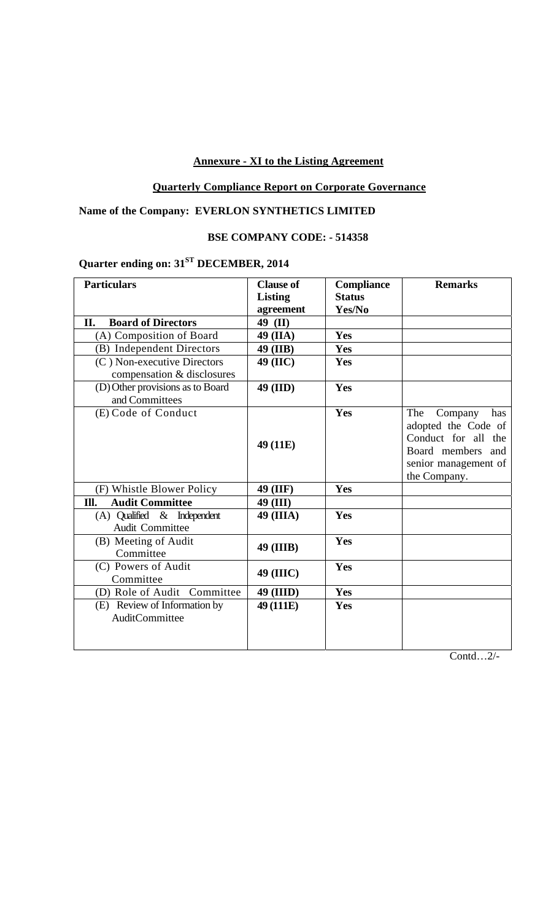## Annexure - XI to the Listing Agreement

## Quarterly Compliance Report on Corporate Governance

**Name of the Company: EVERLON SYNTHETICS LIMITED**

**BSE COMPANY CODE: - 514358**

**Quarter ending on: 31ST DECEMBER, 2014**

| Particulars | Clause of Listing agreement | Compliance Status Yes/No | Remarks |
|---|---|---|---|
| **II. Board of Directors** | **49 (II)** | | |
| (A) Composition of Board | **49 (IIA)** | **Yes** | |
| (B) Independent Directors | **49 (IIB)** | **Yes** | |
| (C ) Non-executive Directors compensation & disclosures | **49 (IIC)** | **Yes** | |
| (D) Other provisions as to Board and Committees | **49 (IID)** | **Yes** | |
| (E) Code of Conduct | **49 (11E)** | **Yes** | The Company has adopted the Code of Conduct for all the Board members and senior management of the Company. |
| (F) Whistle Blower Policy | **49 (IIF)** | **Yes** | |
| **Ill. Audit Committee** | **49 (III)** | | |
| (A) Qualified & Independent Audit Committee | **49 (IIIA)** | **Yes** | |
| (B) Meeting of Audit Committee | **49 (IIIB)** | **Yes** | |
| (C) Powers of Audit Committee | **49 (IIIC)** | **Yes** | |
| (D) Role of Audit Committee | **49 (IIID)** | **Yes** | |
| (E) Review of Information by AuditCommittee | **49 (111E)** | **Yes** | |

Contd…2/-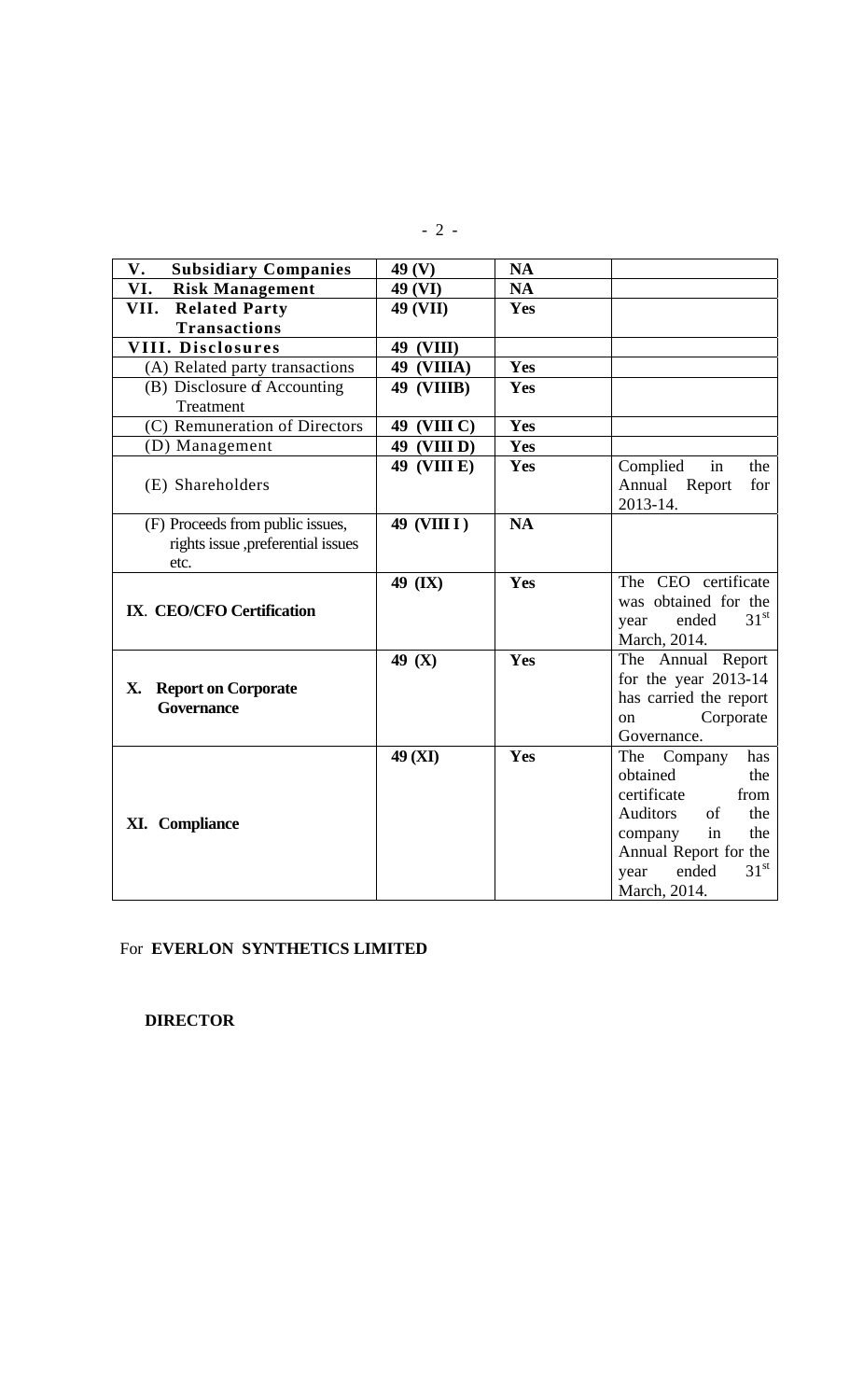| **V. Subsidiary Companies** | **49 (V)** | **NA** | |
|---|---|---|---|
| **VI. Risk Management** | **49 (VI)** | **NA** | |
| **VII. Related Party Transactions** | **49 (VII)** | **Yes** | |
| **VIII. Disclosures** | **49 (VIII)** | | |
| (A) Related party transactions | **49 (VIIIA)** | **Yes** | |
| (B) Disclosure of Accounting Treatment | **49 (VIIIB)** | **Yes** | |
| (C) Remuneration of Directors | **49 (VIII C)** | **Yes** | |
| (D) Management | **49 (VIII D)** | **Yes** | |
| (E) Shareholders | **49 (VIII E)** | **Yes** | Complied in the Annual Report for 2013-14. |
| (F) Proceeds from public issues, rights issue ,preferential issues etc. | **49 (VIII I )** | **NA** | |
| **IX. CEO/CFO Certification** | **49 (IX)** | **Yes** | The CEO certificate was obtained for the year ended 31st March, 2014. |
| **X. Report on Corporate Governance** | **49 (X)** | **Yes** | The Annual Report for the year 2013-14 has carried the report on Corporate Governance. |
| **XI. Compliance** | **49 (XI)** | **Yes** | The Company has obtained the certificate from Auditors of the company in the Annual Report for the year ended 31st March, 2014. |

For **EVERLON SYNTHETICS LIMITED**

**DIRECTOR**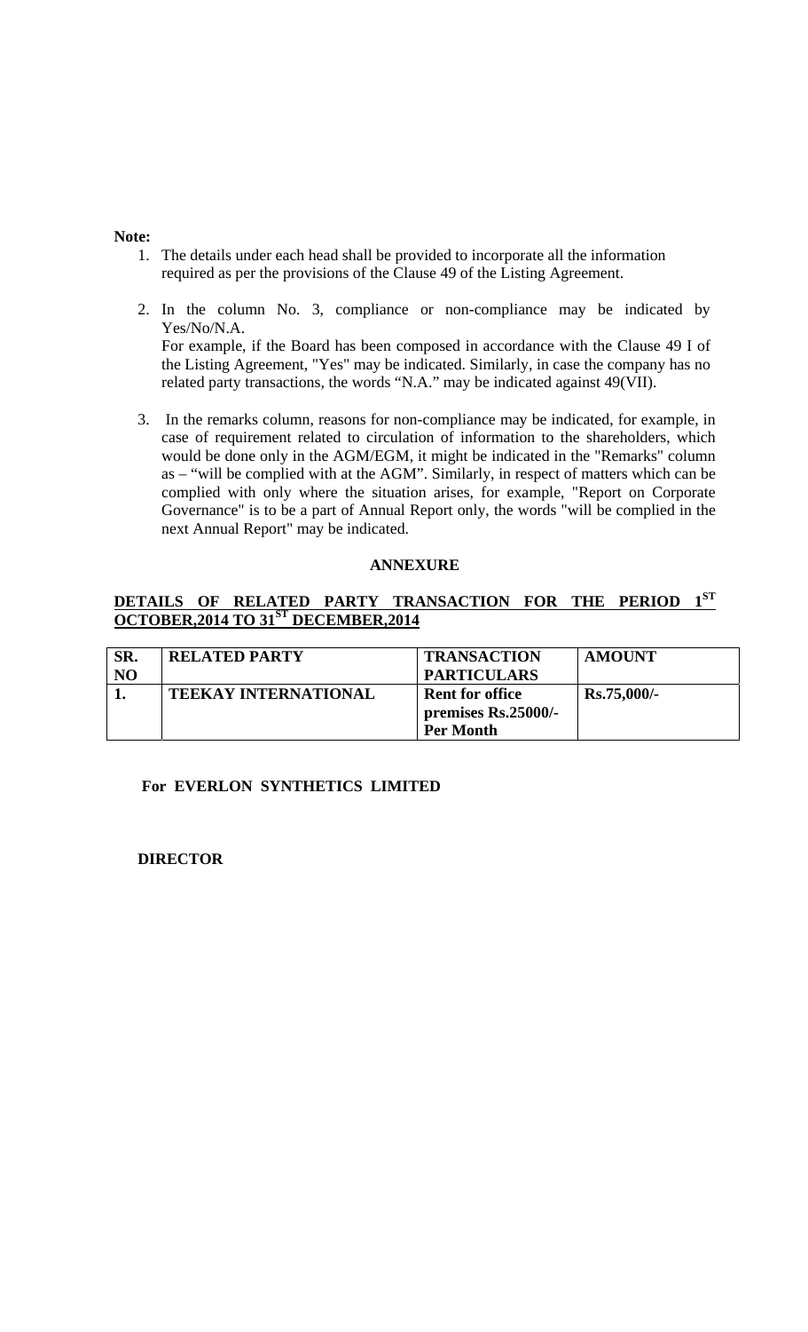**Note:**

1. The details under each head shall be provided to incorporate all the information required as per the provisions of the Clause 49 of the Listing Agreement.

2. In the column No. 3, compliance or non-compliance may be indicated by Yes/No/N.A.
   For example, if the Board has been composed in accordance with the Clause 49 I of the Listing Agreement, "Yes" may be indicated. Similarly, in case the company has no related party transactions, the words "N.A." may be indicated against 49(VII).

3. In the remarks column, reasons for non-compliance may be indicated, for example, in case of requirement related to circulation of information to the shareholders, which would be done only in the AGM/EGM, it might be indicated in the "Remarks" column as – "will be complied with at the AGM". Similarly, in respect of matters which can be complied with only where the situation arises, for example, "Report on Corporate Governance" is to be a part of Annual Report only, the words "will be complied in the next Annual Report" may be indicated.

**ANNEXURE**

**DETAILS OF RELATED PARTY TRANSACTION FOR THE PERIOD 1[ST] OCTOBER,2014 TO 31[ST] DECEMBER,2014**

| SR. NO | RELATED PARTY | TRANSACTION PARTICULARS | AMOUNT |
|---|---|---|---|
| 1. | TEEKAY INTERNATIONAL | Rent for office premises Rs.25000/- Per Month | Rs.75,000/- |

**For EVERLON SYNTHETICS LIMITED**

**DIRECTOR**